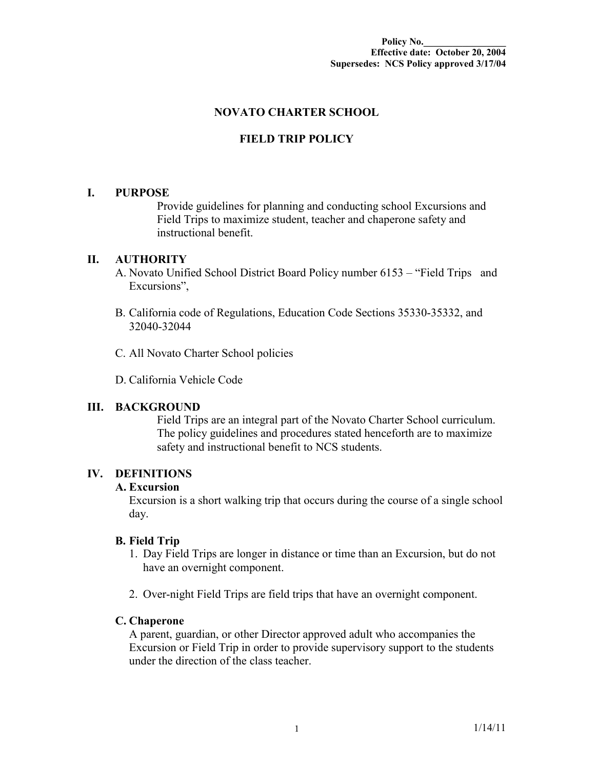**Policy No.\_\_\_\_\_\_\_\_\_\_\_\_\_\_\_\_\_**
**Effective date: October 20, 2004**
**Supersedes: NCS Policy approved 3/17/04**

# NOVATO CHARTER SCHOOL

# FIELD TRIP POLICY

## I. PURPOSE

Provide guidelines for planning and conducting school Excursions and Field Trips to maximize student, teacher and chaperone safety and instructional benefit.

## II. AUTHORITY

A. Novato Unified School District Board Policy number 6153 – "Field Trips and Excursions",

B. California code of Regulations, Education Code Sections 35330-35332, and 32040-32044

C. All Novato Charter School policies

D. California Vehicle Code

## III. BACKGROUND

Field Trips are an integral part of the Novato Charter School curriculum. The policy guidelines and procedures stated henceforth are to maximize safety and instructional benefit to NCS students.

## IV. DEFINITIONS

### A. Excursion

Excursion is a short walking trip that occurs during the course of a single school day.

### B. Field Trip

1. Day Field Trips are longer in distance or time than an Excursion, but do not have an overnight component.

2. Over-night Field Trips are field trips that have an overnight component.

### C. Chaperone

A parent, guardian, or other Director approved adult who accompanies the Excursion or Field Trip in order to provide supervisory support to the students under the direction of the class teacher.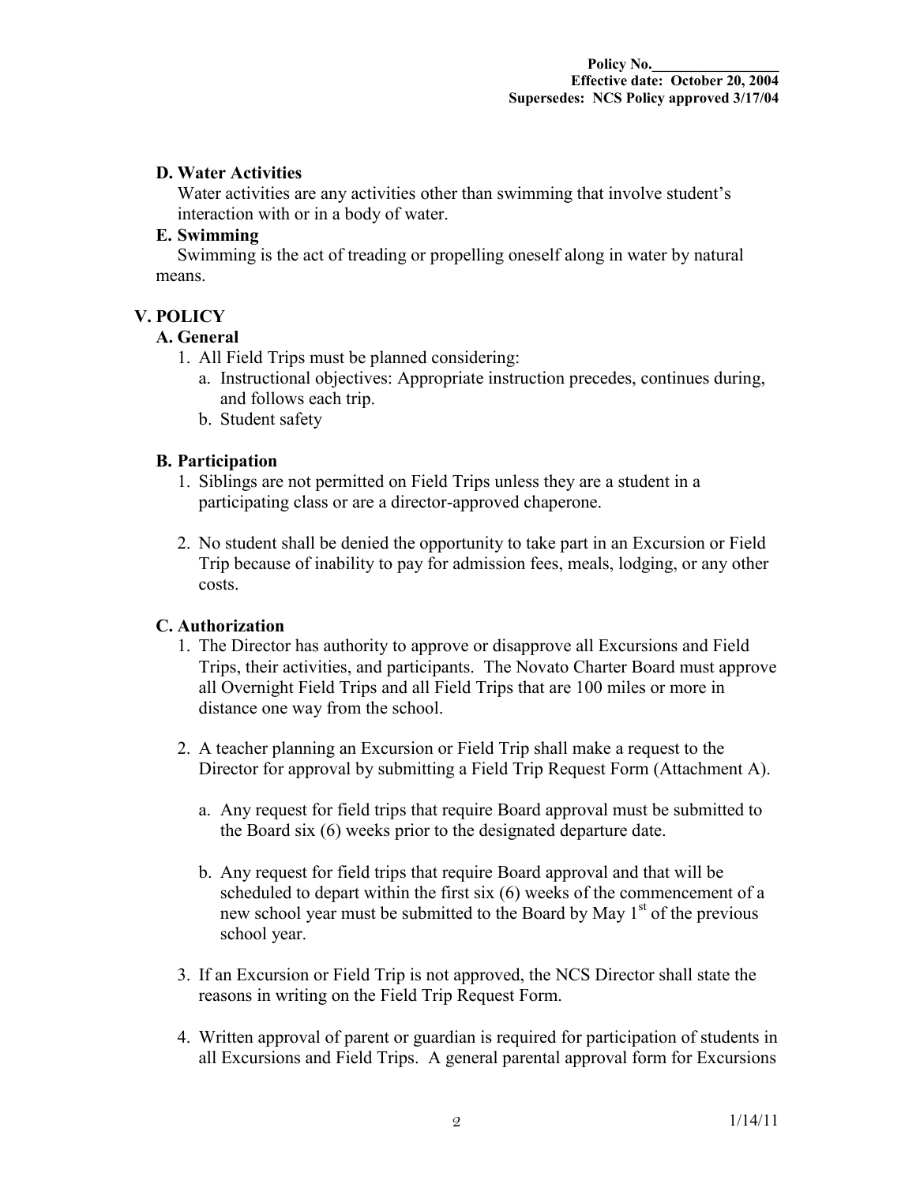### D. Water Activities

Water activities are any activities other than swimming that involve student's interaction with or in a body of water.

### E. Swimming

Swimming is the act of treading or propelling oneself along in water by natural means.

## V. POLICY

### A. General

1. All Field Trips must be planned considering:
   a. Instructional objectives: Appropriate instruction precedes, continues during, and follows each trip.
   b. Student safety

### B. Participation

1. Siblings are not permitted on Field Trips unless they are a student in a participating class or are a director-approved chaperone.

2. No student shall be denied the opportunity to take part in an Excursion or Field Trip because of inability to pay for admission fees, meals, lodging, or any other costs.

### C. Authorization

1. The Director has authority to approve or disapprove all Excursions and Field Trips, their activities, and participants. The Novato Charter Board must approve all Overnight Field Trips and all Field Trips that are 100 miles or more in distance one way from the school.

2. A teacher planning an Excursion or Field Trip shall make a request to the Director for approval by submitting a Field Trip Request Form (Attachment A).

   a. Any request for field trips that require Board approval must be submitted to the Board six (6) weeks prior to the designated departure date.

   b. Any request for field trips that require Board approval and that will be scheduled to depart within the first six (6) weeks of the commencement of a new school year must be submitted to the Board by May 1st of the previous school year.

3. If an Excursion or Field Trip is not approved, the NCS Director shall state the reasons in writing on the Field Trip Request Form.

4. Written approval of parent or guardian is required for participation of students in all Excursions and Field Trips. A general parental approval form for Excursions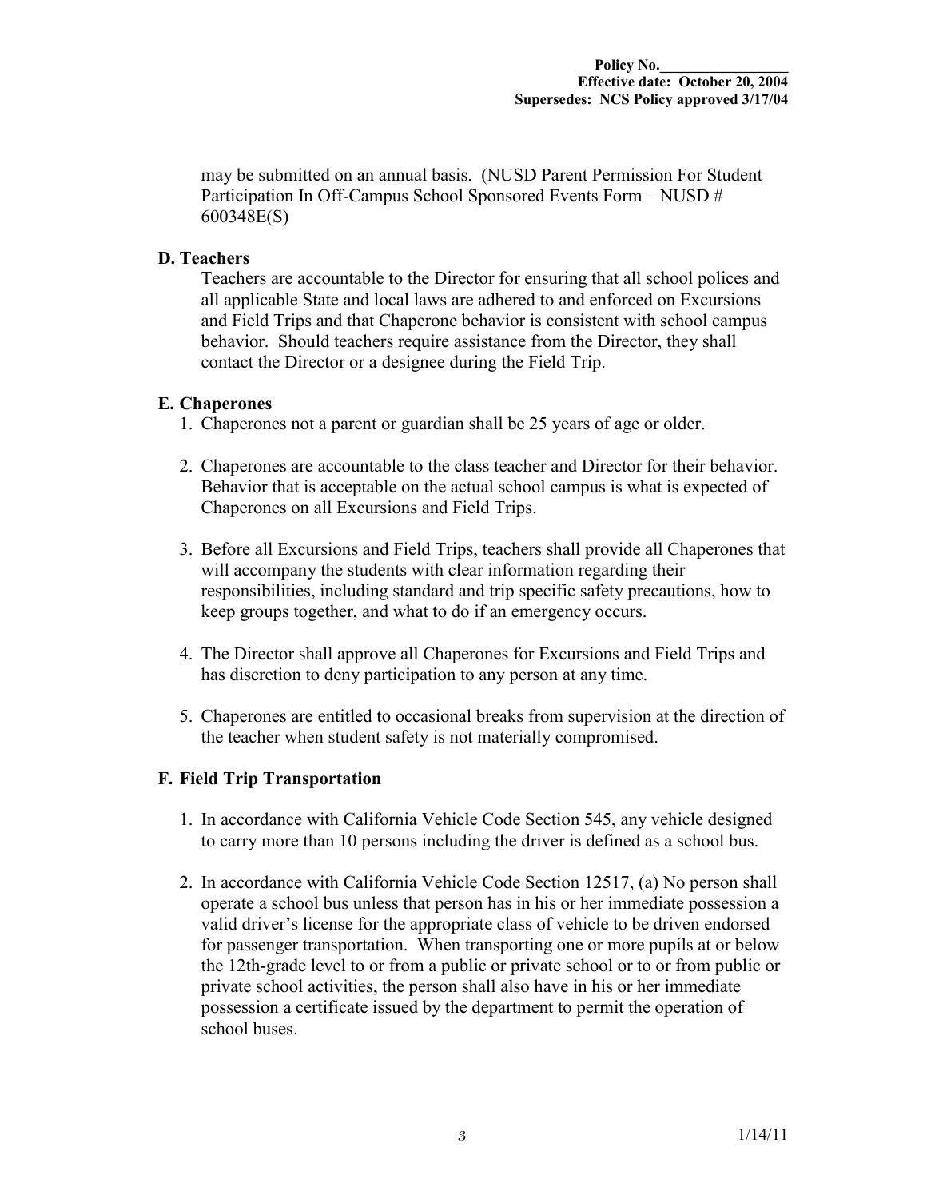may be submitted on an annual basis. (NUSD Parent Permission For Student Participation In Off-Campus School Sponsored Events Form – NUSD # 600348E(S)

### D. Teachers

Teachers are accountable to the Director for ensuring that all school polices and all applicable State and local laws are adhered to and enforced on Excursions and Field Trips and that Chaperone behavior is consistent with school campus behavior. Should teachers require assistance from the Director, they shall contact the Director or a designee during the Field Trip.

### E. Chaperones

1. Chaperones not a parent or guardian shall be 25 years of age or older.

2. Chaperones are accountable to the class teacher and Director for their behavior. Behavior that is acceptable on the actual school campus is what is expected of Chaperones on all Excursions and Field Trips.

3. Before all Excursions and Field Trips, teachers shall provide all Chaperones that will accompany the students with clear information regarding their responsibilities, including standard and trip specific safety precautions, how to keep groups together, and what to do if an emergency occurs.

4. The Director shall approve all Chaperones for Excursions and Field Trips and has discretion to deny participation to any person at any time.

5. Chaperones are entitled to occasional breaks from supervision at the direction of the teacher when student safety is not materially compromised.

### F. Field Trip Transportation

1. In accordance with California Vehicle Code Section 545, any vehicle designed to carry more than 10 persons including the driver is defined as a school bus.

2. In accordance with California Vehicle Code Section 12517, (a) No person shall operate a school bus unless that person has in his or her immediate possession a valid driver's license for the appropriate class of vehicle to be driven endorsed for passenger transportation. When transporting one or more pupils at or below the 12th-grade level to or from a public or private school or to or from public or private school activities, the person shall also have in his or her immediate possession a certificate issued by the department to permit the operation of school buses.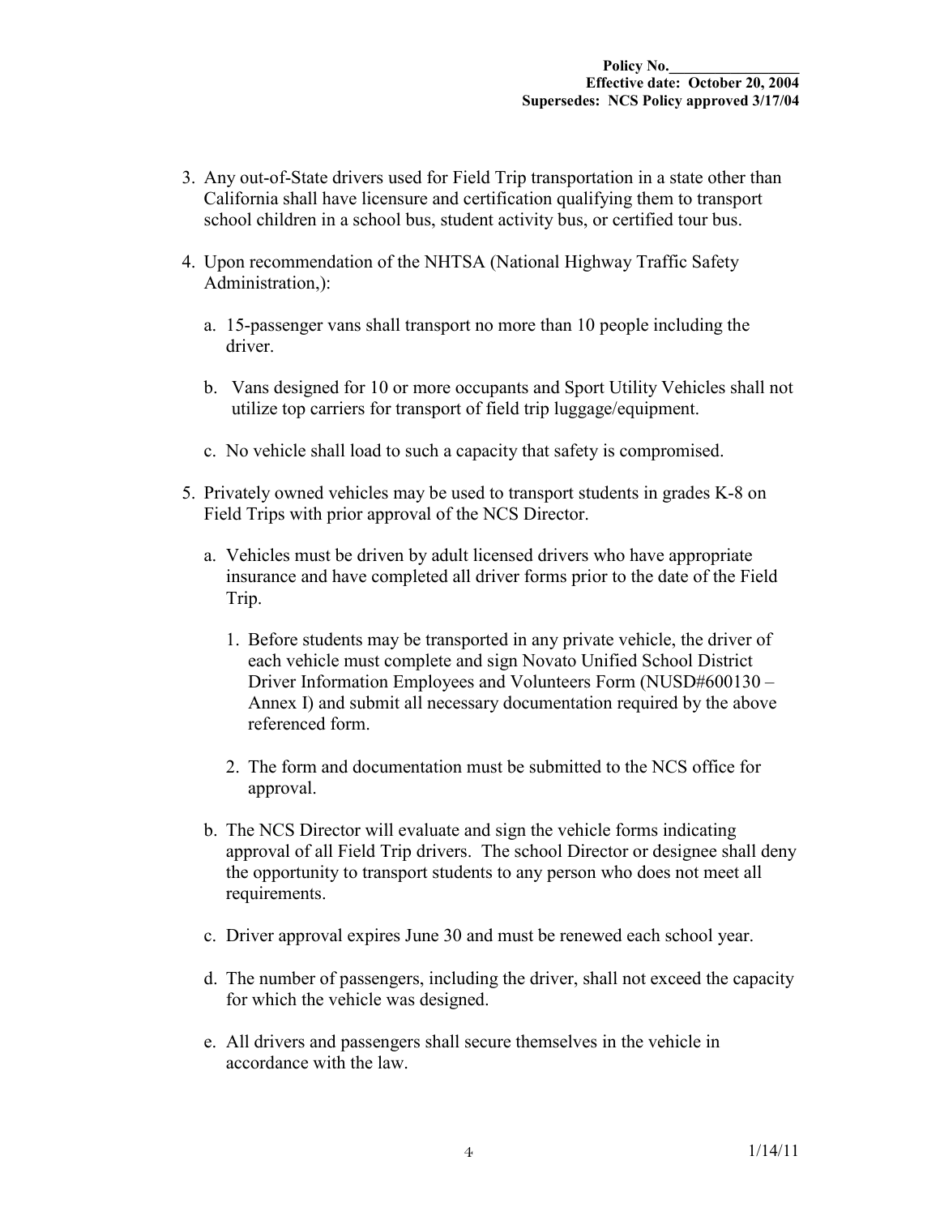3. Any out-of-State drivers used for Field Trip transportation in a state other than California shall have licensure and certification qualifying them to transport school children in a school bus, student activity bus, or certified tour bus.

4. Upon recommendation of the NHTSA (National Highway Traffic Safety Administration,):

   a. 15-passenger vans shall transport no more than 10 people including the driver.

   b. Vans designed for 10 or more occupants and Sport Utility Vehicles shall not utilize top carriers for transport of field trip luggage/equipment.

   c. No vehicle shall load to such a capacity that safety is compromised.

5. Privately owned vehicles may be used to transport students in grades K-8 on Field Trips with prior approval of the NCS Director.

   a. Vehicles must be driven by adult licensed drivers who have appropriate insurance and have completed all driver forms prior to the date of the Field Trip.

      1. Before students may be transported in any private vehicle, the driver of each vehicle must complete and sign Novato Unified School District Driver Information Employees and Volunteers Form (NUSD#600130 – Annex I) and submit all necessary documentation required by the above referenced form.

      2. The form and documentation must be submitted to the NCS office for approval.

   b. The NCS Director will evaluate and sign the vehicle forms indicating approval of all Field Trip drivers. The school Director or designee shall deny the opportunity to transport students to any person who does not meet all requirements.

   c. Driver approval expires June 30 and must be renewed each school year.

   d. The number of passengers, including the driver, shall not exceed the capacity for which the vehicle was designed.

   e. All drivers and passengers shall secure themselves in the vehicle in accordance with the law.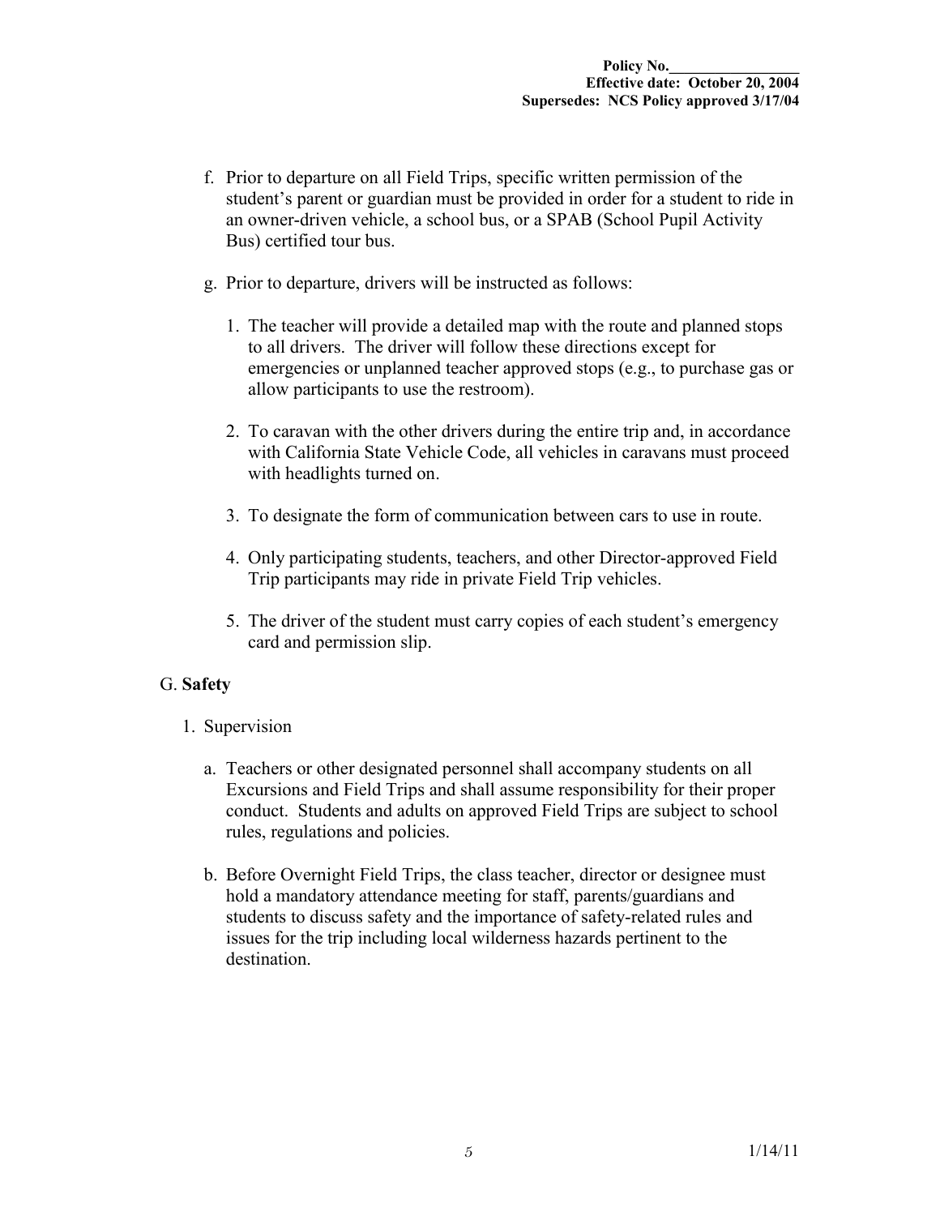f. Prior to departure on all Field Trips, specific written permission of the student's parent or guardian must be provided in order for a student to ride in an owner-driven vehicle, a school bus, or a SPAB (School Pupil Activity Bus) certified tour bus.

g. Prior to departure, drivers will be instructed as follows:

   1. The teacher will provide a detailed map with the route and planned stops to all drivers. The driver will follow these directions except for emergencies or unplanned teacher approved stops (e.g., to purchase gas or allow participants to use the restroom).

   2. To caravan with the other drivers during the entire trip and, in accordance with California State Vehicle Code, all vehicles in caravans must proceed with headlights turned on.

   3. To designate the form of communication between cars to use in route.

   4. Only participating students, teachers, and other Director-approved Field Trip participants may ride in private Field Trip vehicles.

   5. The driver of the student must carry copies of each student's emergency card and permission slip.

## G. **Safety**

1. Supervision

   a. Teachers or other designated personnel shall accompany students on all Excursions and Field Trips and shall assume responsibility for their proper conduct. Students and adults on approved Field Trips are subject to school rules, regulations and policies.

   b. Before Overnight Field Trips, the class teacher, director or designee must hold a mandatory attendance meeting for staff, parents/guardians and students to discuss safety and the importance of safety-related rules and issues for the trip including local wilderness hazards pertinent to the destination.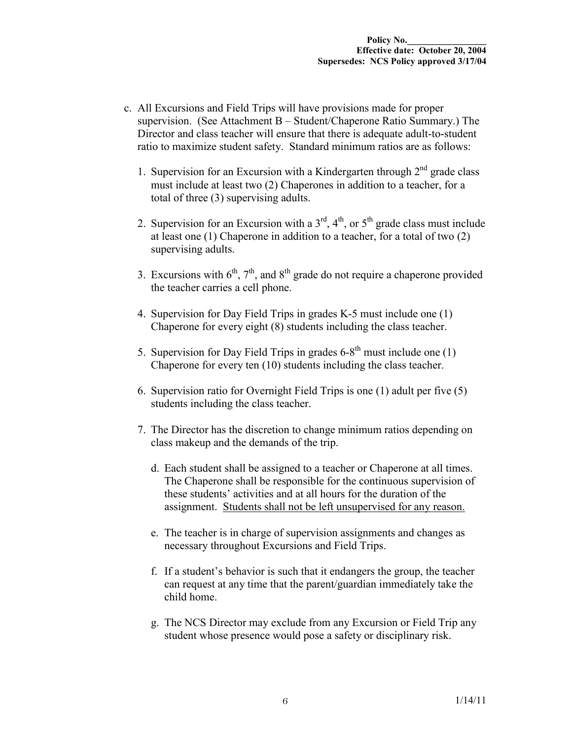c. All Excursions and Field Trips will have provisions made for proper supervision. (See Attachment B – Student/Chaperone Ratio Summary.) The Director and class teacher will ensure that there is adequate adult-to-student ratio to maximize student safety. Standard minimum ratios are as follows:

   1. Supervision for an Excursion with a Kindergarten through 2nd grade class must include at least two (2) Chaperones in addition to a teacher, for a total of three (3) supervising adults.

   2. Supervision for an Excursion with a 3rd, 4th, or 5th grade class must include at least one (1) Chaperone in addition to a teacher, for a total of two (2) supervising adults.

   3. Excursions with 6th, 7th, and 8th grade do not require a chaperone provided the teacher carries a cell phone.

   4. Supervision for Day Field Trips in grades K-5 must include one (1) Chaperone for every eight (8) students including the class teacher.

   5. Supervision for Day Field Trips in grades 6-8th must include one (1) Chaperone for every ten (10) students including the class teacher.

   6. Supervision ratio for Overnight Field Trips is one (1) adult per five (5) students including the class teacher.

   7. The Director has the discretion to change minimum ratios depending on class makeup and the demands of the trip.

d. Each student shall be assigned to a teacher or Chaperone at all times. The Chaperone shall be responsible for the continuous supervision of these students' activities and at all hours for the duration of the assignment. <u>Students shall not be left unsupervised for any reason.</u>

e. The teacher is in charge of supervision assignments and changes as necessary throughout Excursions and Field Trips.

f. If a student's behavior is such that it endangers the group, the teacher can request at any time that the parent/guardian immediately take the child home.

g. The NCS Director may exclude from any Excursion or Field Trip any student whose presence would pose a safety or disciplinary risk.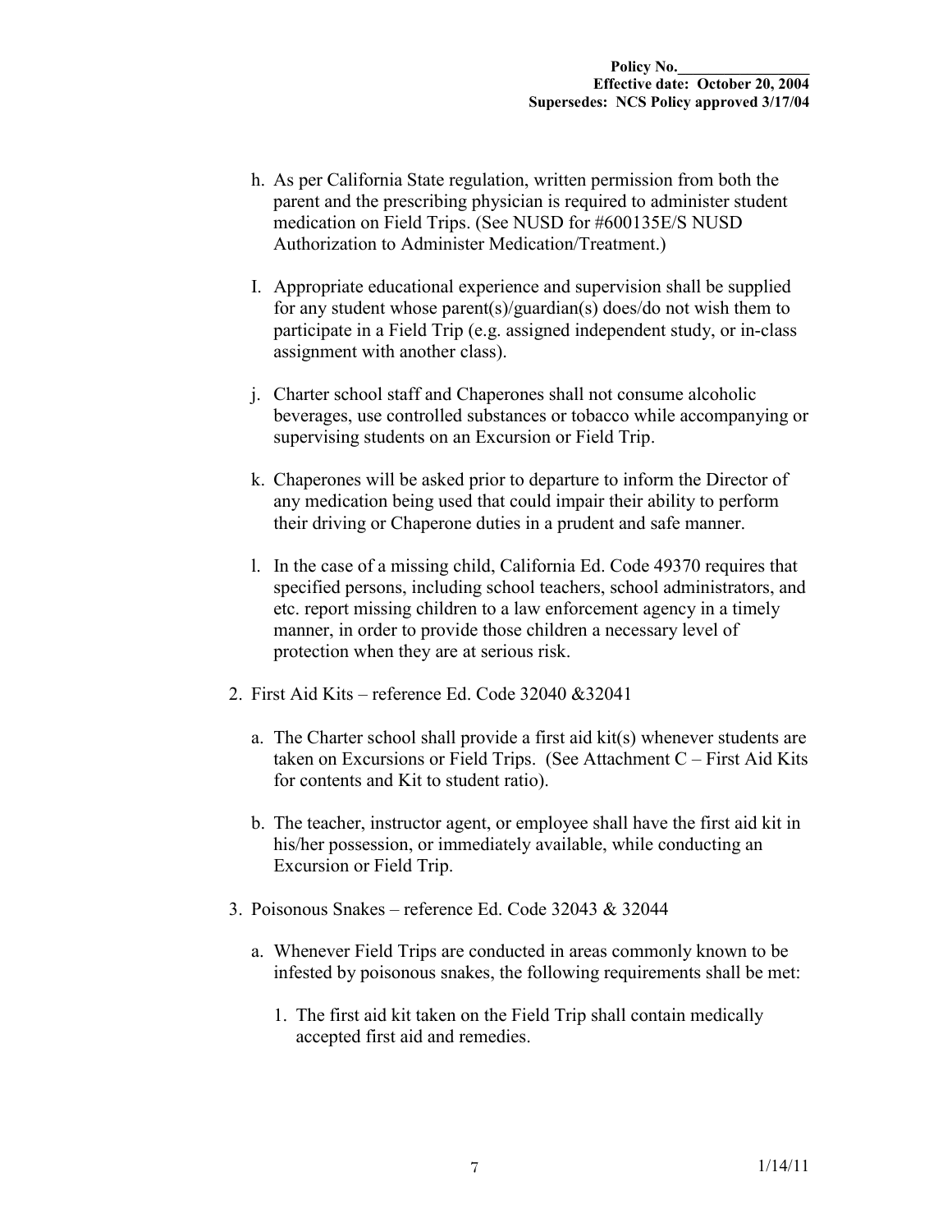h. As per California State regulation, written permission from both the parent and the prescribing physician is required to administer student medication on Field Trips. (See NUSD for #600135E/S NUSD Authorization to Administer Medication/Treatment.)

I. Appropriate educational experience and supervision shall be supplied for any student whose parent(s)/guardian(s) does/do not wish them to participate in a Field Trip (e.g. assigned independent study, or in-class assignment with another class).

j. Charter school staff and Chaperones shall not consume alcoholic beverages, use controlled substances or tobacco while accompanying or supervising students on an Excursion or Field Trip.

k. Chaperones will be asked prior to departure to inform the Director of any medication being used that could impair their ability to perform their driving or Chaperone duties in a prudent and safe manner.

l. In the case of a missing child, California Ed. Code 49370 requires that specified persons, including school teachers, school administrators, and etc. report missing children to a law enforcement agency in a timely manner, in order to provide those children a necessary level of protection when they are at serious risk.

2. First Aid Kits – reference Ed. Code 32040 &32041

   a. The Charter school shall provide a first aid kit(s) whenever students are taken on Excursions or Field Trips. (See Attachment C – First Aid Kits for contents and Kit to student ratio).

   b. The teacher, instructor agent, or employee shall have the first aid kit in his/her possession, or immediately available, while conducting an Excursion or Field Trip.

3. Poisonous Snakes – reference Ed. Code 32043 & 32044

   a. Whenever Field Trips are conducted in areas commonly known to be infested by poisonous snakes, the following requirements shall be met:

      1. The first aid kit taken on the Field Trip shall contain medically accepted first aid and remedies.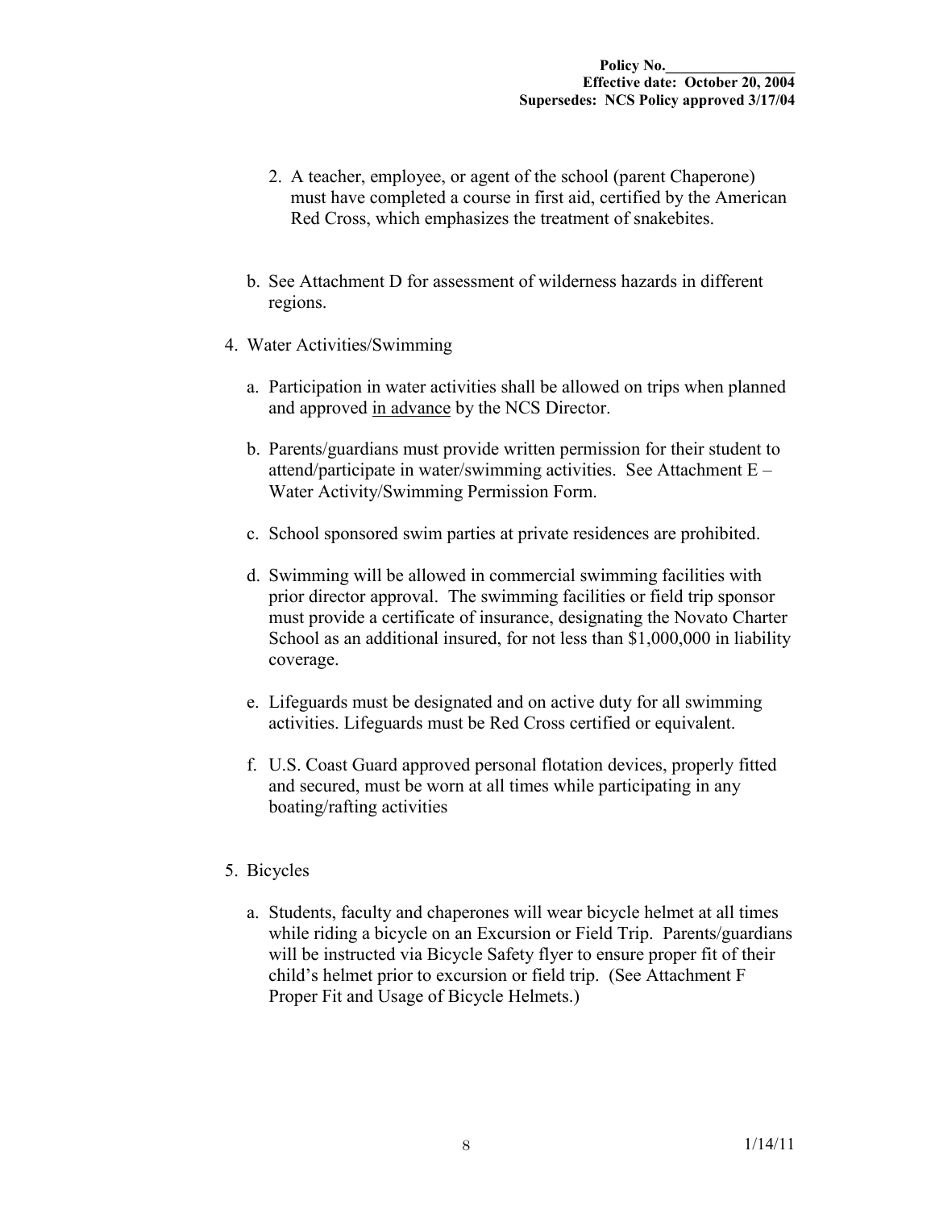2. A teacher, employee, or agent of the school (parent Chaperone) must have completed a course in first aid, certified by the American Red Cross, which emphasizes the treatment of snakebites.

b. See Attachment D for assessment of wilderness hazards in different regions.

4. Water Activities/Swimming

   a. Participation in water activities shall be allowed on trips when planned and approved <u>in advance</u> by the NCS Director.

   b. Parents/guardians must provide written permission for their student to attend/participate in water/swimming activities. See Attachment E – Water Activity/Swimming Permission Form.

   c. School sponsored swim parties at private residences are prohibited.

   d. Swimming will be allowed in commercial swimming facilities with prior director approval. The swimming facilities or field trip sponsor must provide a certificate of insurance, designating the Novato Charter School as an additional insured, for not less than $1,000,000 in liability coverage.

   e. Lifeguards must be designated and on active duty for all swimming activities. Lifeguards must be Red Cross certified or equivalent.

   f. U.S. Coast Guard approved personal flotation devices, properly fitted and secured, must be worn at all times while participating in any boating/rafting activities

5. Bicycles

   a. Students, faculty and chaperones will wear bicycle helmet at all times while riding a bicycle on an Excursion or Field Trip. Parents/guardians will be instructed via Bicycle Safety flyer to ensure proper fit of their child's helmet prior to excursion or field trip. (See Attachment F Proper Fit and Usage of Bicycle Helmets.)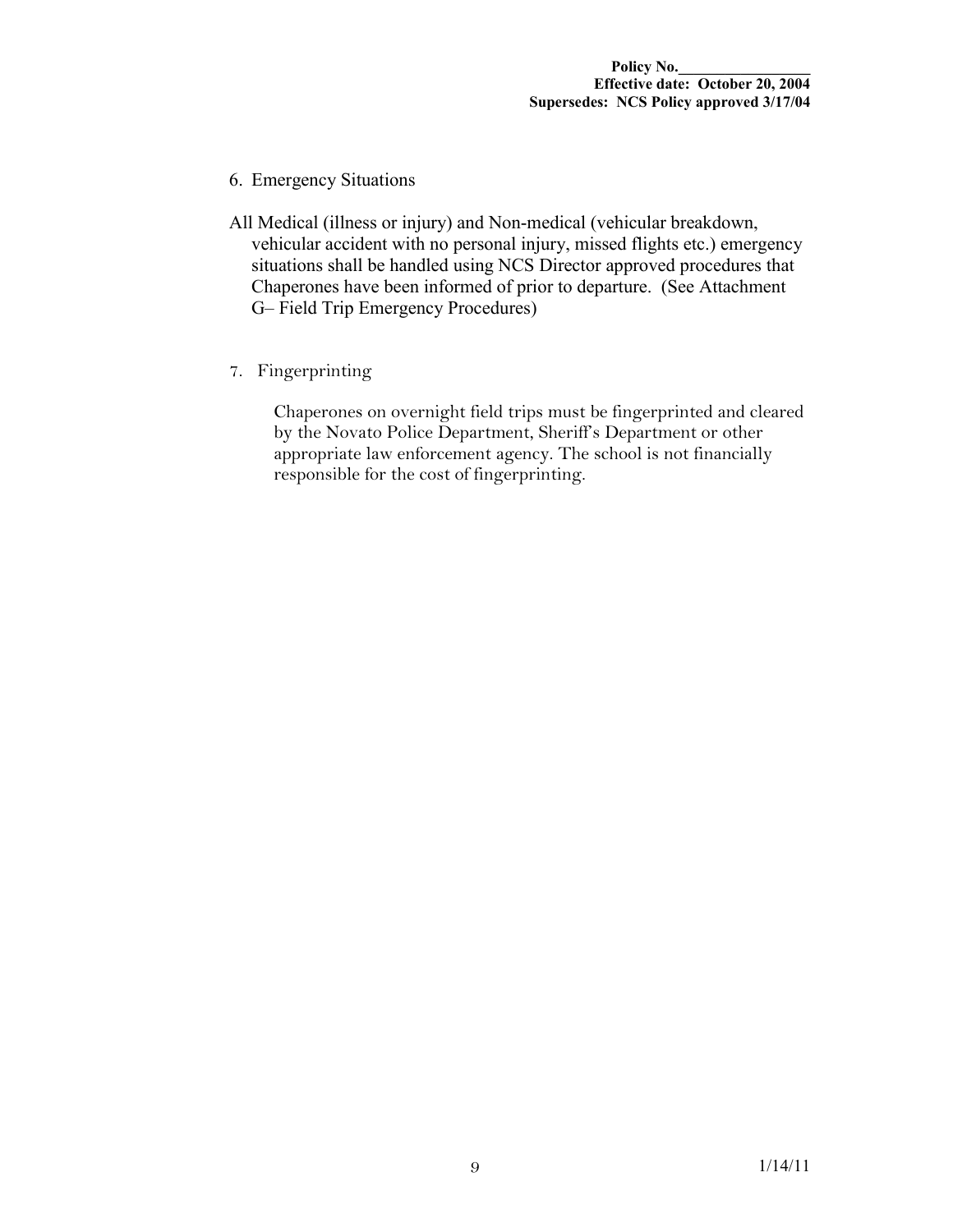6. Emergency Situations

All Medical (illness or injury) and Non-medical (vehicular breakdown, vehicular accident with no personal injury, missed flights etc.) emergency situations shall be handled using NCS Director approved procedures that Chaperones have been informed of prior to departure. (See Attachment G– Field Trip Emergency Procedures)

7. Fingerprinting

Chaperones on overnight field trips must be fingerprinted and cleared by the Novato Police Department, Sheriff's Department or other appropriate law enforcement agency. The school is not financially responsible for the cost of fingerprinting.